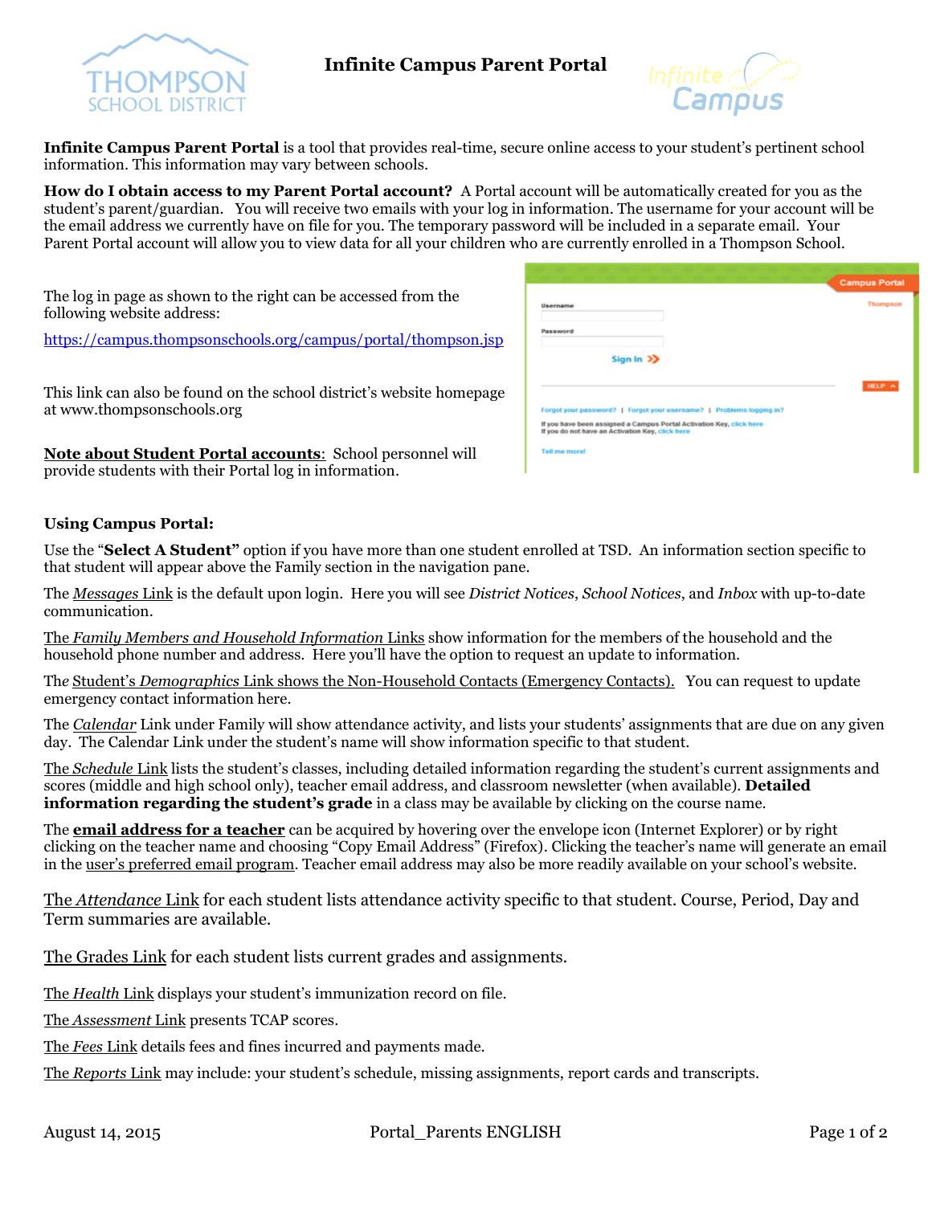# Infinite Campus Parent Portal

**Infinite Campus Parent Portal** is a tool that provides real-time, secure online access to your student's pertinent school information. This information may vary between schools.

**How do I obtain access to my Parent Portal account?** A Portal account will be automatically created for you as the student's parent/guardian. You will receive two emails with your log in information. The username for your account will be the email address we currently have on file for you. The temporary password will be included in a separate email. Your Parent Portal account will allow you to view data for all your children who are currently enrolled in a Thompson School.

The log in page as shown to the right can be accessed from the following website address:

https://campus.thompsonschools.org/campus/portal/thompson.jsp

This link can also be found on the school district's website homepage at www.thompsonschools.org

Note about Student Portal accounts: School personnel will provide students with their Portal log in information.

**Using Campus Portal:**

Use the "**Select A Student"** option if you have more than one student enrolled at TSD. An information section specific to that student will appear above the Family section in the navigation pane.

The *Messages* Link is the default upon login. Here you will see *District Notices*, *School Notices*, and *Inbox* with up-to-date communication.

The *Family Members and Household Information* Links show information for the members of the household and the household phone number and address. Here you'll have the option to request an update to information.

The Student's *Demographics* Link shows the Non-Household Contacts (Emergency Contacts). You can request to update emergency contact information here.

The *Calendar* Link under Family will show attendance activity, and lists your students' assignments that are due on any given day. The Calendar Link under the student's name will show information specific to that student.

The *Schedule* Link lists the student's classes, including detailed information regarding the student's current assignments and scores (middle and high school only), teacher email address, and classroom newsletter (when available). **Detailed information regarding the student's grade** in a class may be available by clicking on the course name.

The **email address for a teacher** can be acquired by hovering over the envelope icon (Internet Explorer) or by right clicking on the teacher name and choosing "Copy Email Address" (Firefox). Clicking the teacher's name will generate an email in the user's preferred email program. Teacher email address may also be more readily available on your school's website.

The *Attendance* Link for each student lists attendance activity specific to that student. Course, Period, Day and Term summaries are available.

The Grades Link for each student lists current grades and assignments.

The *Health* Link displays your student's immunization record on file.

The *Assessment* Link presents TCAP scores.

The *Fees* Link details fees and fines incurred and payments made.

The *Reports* Link may include: your student's schedule, missing assignments, report cards and transcripts.

August 14, 2015 Portal_Parents ENGLISH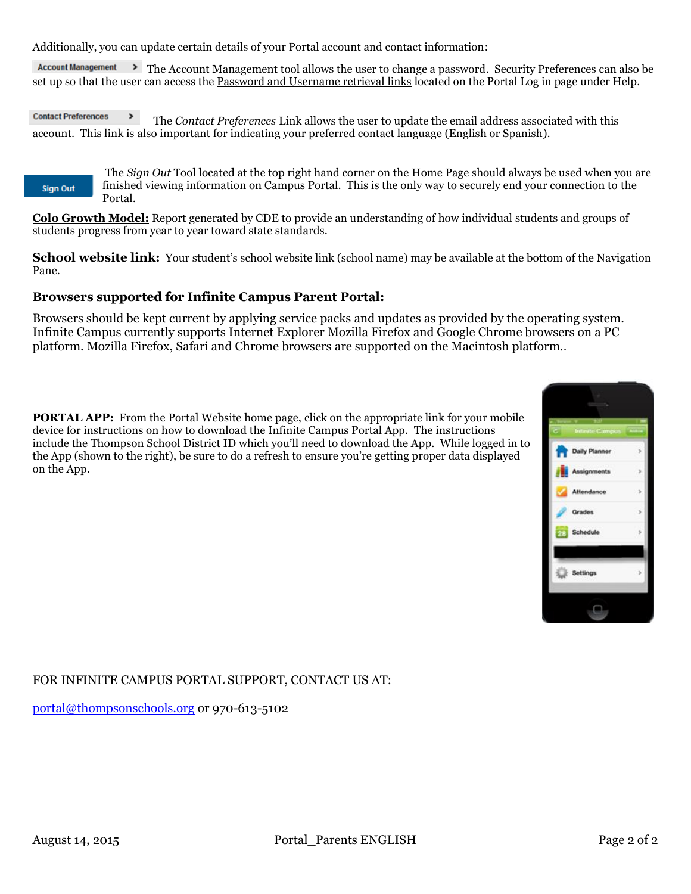Additionally, you can update certain details of your Portal account and contact information:

Account Management > The Account Management tool allows the user to change a password. Security Preferences can also be set up so that the user can access the Password and Username retrieval links located on the Portal Log in page under Help.

Contact Preferences > The *Contact Preferences* Link allows the user to update the email address associated with this account. This link is also important for indicating your preferred contact language (English or Spanish).

Sign Out The *Sign Out* Tool located at the top right hand corner on the Home Page should always be used when you are finished viewing information on Campus Portal. This is the only way to securely end your connection to the Portal.

**Colo Growth Model:** Report generated by CDE to provide an understanding of how individual students and groups of students progress from year to year toward state standards.

**School website link:** Your student's school website link (school name) may be available at the bottom of the Navigation Pane.

## Browsers supported for Infinite Campus Parent Portal:

Browsers should be kept current by applying service packs and updates as provided by the operating system. Infinite Campus currently supports Internet Explorer Mozilla Firefox and Google Chrome browsers on a PC platform. Mozilla Firefox, Safari and Chrome browsers are supported on the Macintosh platform..

**PORTAL APP:** From the Portal Website home page, click on the appropriate link for your mobile device for instructions on how to download the Infinite Campus Portal App. The instructions include the Thompson School District ID which you'll need to download the App. While logged in to the App (shown to the right), be sure to do a refresh to ensure you're getting proper data displayed on the App.

FOR INFINITE CAMPUS PORTAL SUPPORT, CONTACT US AT:

portal@thompsonschools.org or 970-613-5102

August 14, 2015 Portal_Parents ENGLISH